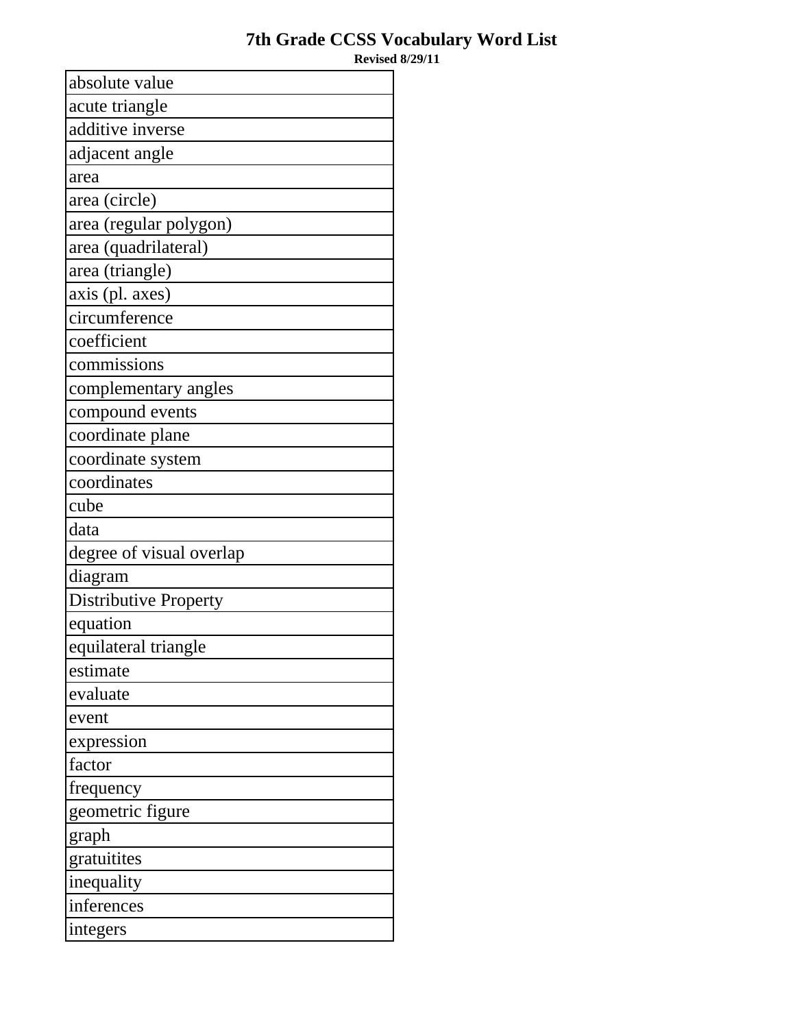# 7th Grade CCSS Vocabulary Word List

**Revised 8/29/11**

| absolute value |
|---|
| acute triangle |
| additive inverse |
| adjacent angle |
| area |
| area (circle) |
| area (regular polygon) |
| area (quadrilateral) |
| area (triangle) |
| axis (pl. axes) |
| circumference |
| coefficient |
| commissions |
| complementary angles |
| compound events |
| coordinate plane |
| coordinate system |
| coordinates |
| cube |
| data |
| degree of visual overlap |
| diagram |
| Distributive Property |
| equation |
| equilateral triangle |
| estimate |
| evaluate |
| event |
| expression |
| factor |
| frequency |
| geometric figure |
| graph |
| gratuitites |
| inequality |
| inferences |
| integers |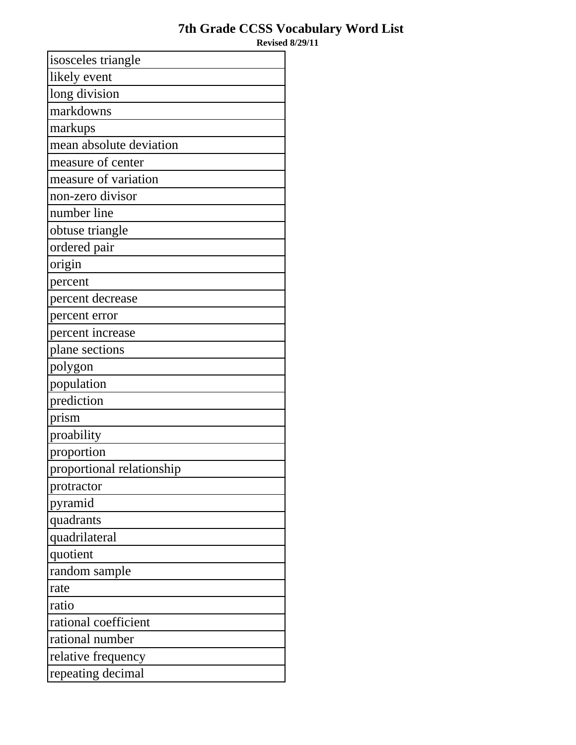# 7th Grade CCSS Vocabulary Word List

**Revised 8/29/11**

| |
|---|
| isosceles triangle |
| likely event |
| long division |
| markdowns |
| markups |
| mean absolute deviation |
| measure of center |
| measure of variation |
| non-zero divisor |
| number line |
| obtuse triangle |
| ordered pair |
| origin |
| percent |
| percent decrease |
| percent error |
| percent increase |
| plane sections |
| polygon |
| population |
| prediction |
| prism |
| proability |
| proportion |
| proportional relationship |
| protractor |
| pyramid |
| quadrants |
| quadrilateral |
| quotient |
| random sample |
| rate |
| ratio |
| rational coefficient |
| rational number |
| relative frequency |
| repeating decimal |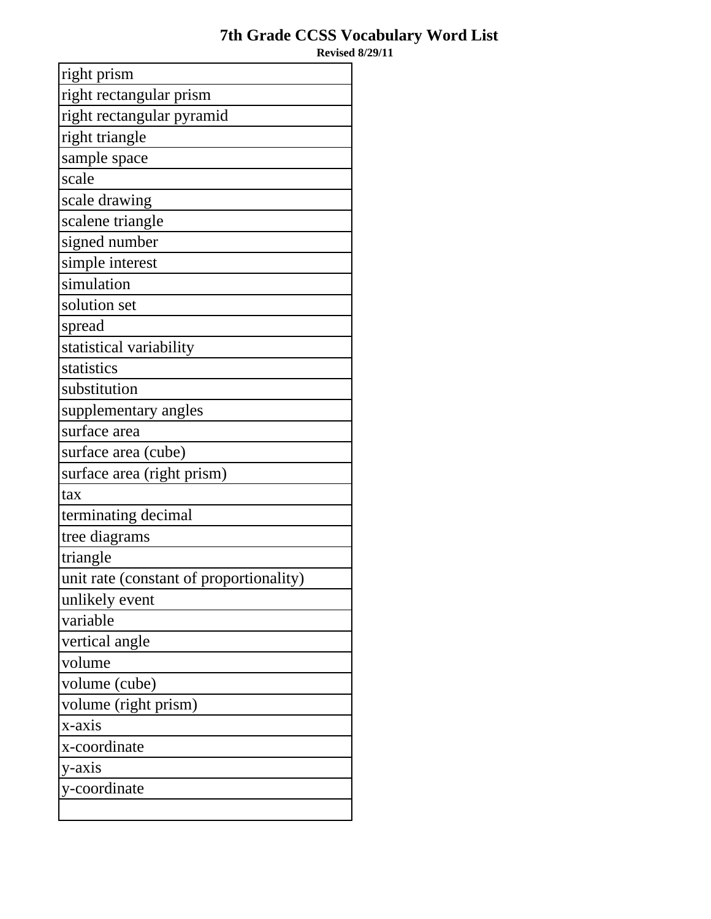# 7th Grade CCSS Vocabulary Word List

**Revised 8/29/11**

| |
|---|
| right prism |
| right rectangular prism |
| right rectangular pyramid |
| right triangle |
| sample space |
| scale |
| scale drawing |
| scalene triangle |
| signed number |
| simple interest |
| simulation |
| solution set |
| spread |
| statistical variability |
| statistics |
| substitution |
| supplementary angles |
| surface area |
| surface area (cube) |
| surface area (right prism) |
| tax |
| terminating decimal |
| tree diagrams |
| triangle |
| unit rate (constant of proportionality) |
| unlikely event |
| variable |
| vertical angle |
| volume |
| volume (cube) |
| volume (right prism) |
| x-axis |
| x-coordinate |
| y-axis |
| y-coordinate |
| |